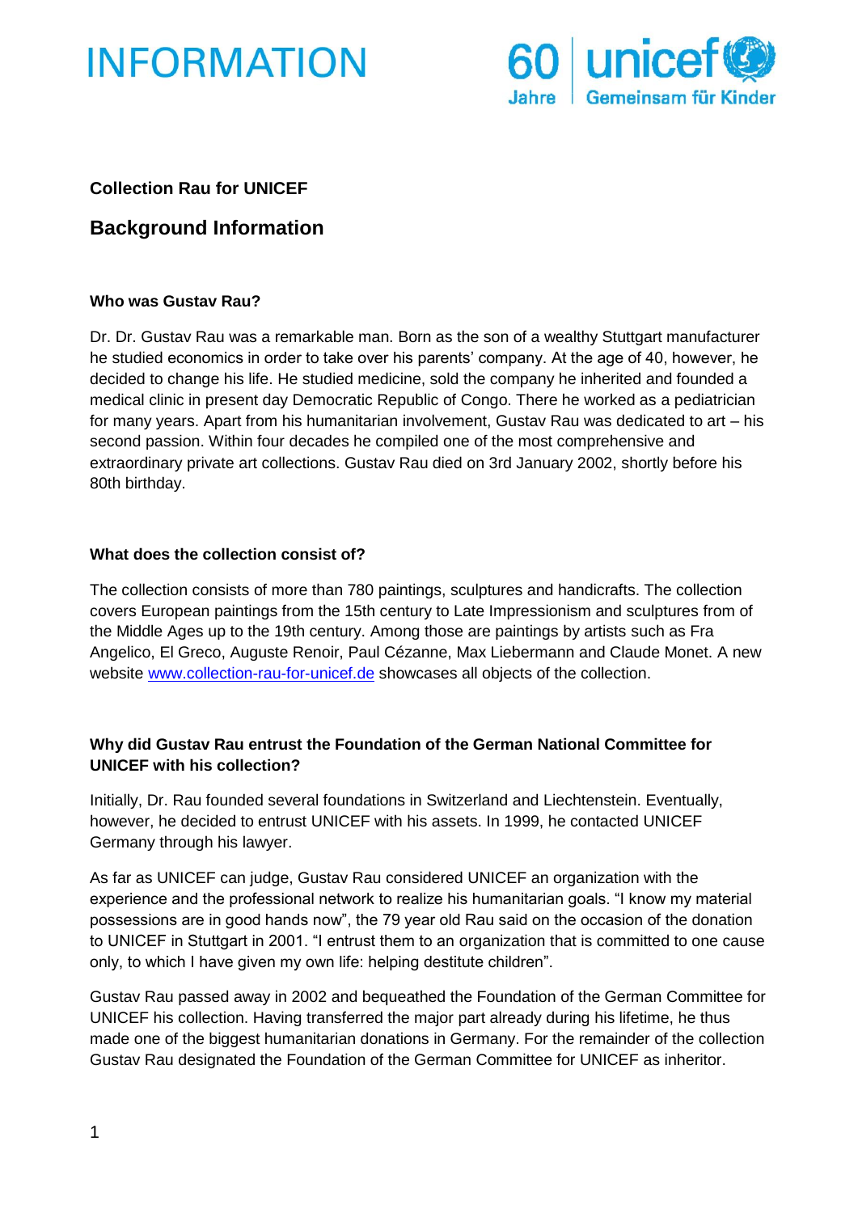# INFORMATION

60 Jahre | unicef | Gemeinsam für Kinder

**Collection Rau for UNICEF**

## Background Information

### Who was Gustav Rau?

Dr. Dr. Gustav Rau was a remarkable man. Born as the son of a wealthy Stuttgart manufacturer he studied economics in order to take over his parents' company. At the age of 40, however, he decided to change his life. He studied medicine, sold the company he inherited and founded a medical clinic in present day Democratic Republic of Congo. There he worked as a pediatrician for many years. Apart from his humanitarian involvement, Gustav Rau was dedicated to art – his second passion. Within four decades he compiled one of the most comprehensive and extraordinary private art collections. Gustav Rau died on 3rd January 2002, shortly before his 80th birthday.

### What does the collection consist of?

The collection consists of more than 780 paintings, sculptures and handicrafts. The collection covers European paintings from the 15th century to Late Impressionism and sculptures from of the Middle Ages up to the 19th century. Among those are paintings by artists such as Fra Angelico, El Greco, Auguste Renoir, Paul Cézanne, Max Liebermann and Claude Monet. A new website [www.collection-rau-for-unicef.de](http://www.collection-rau-for-unicef.de) showcases all objects of the collection.

### Why did Gustav Rau entrust the Foundation of the German National Committee for UNICEF with his collection?

Initially, Dr. Rau founded several foundations in Switzerland and Liechtenstein. Eventually, however, he decided to entrust UNICEF with his assets. In 1999, he contacted UNICEF Germany through his lawyer.

As far as UNICEF can judge, Gustav Rau considered UNICEF an organization with the experience and the professional network to realize his humanitarian goals. "I know my material possessions are in good hands now", the 79 year old Rau said on the occasion of the donation to UNICEF in Stuttgart in 2001. "I entrust them to an organization that is committed to one cause only, to which I have given my own life: helping destitute children".

Gustav Rau passed away in 2002 and bequeathed the Foundation of the German Committee for UNICEF his collection. Having transferred the major part already during his lifetime, he thus made one of the biggest humanitarian donations in Germany. For the remainder of the collection Gustav Rau designated the Foundation of the German Committee for UNICEF as inheritor.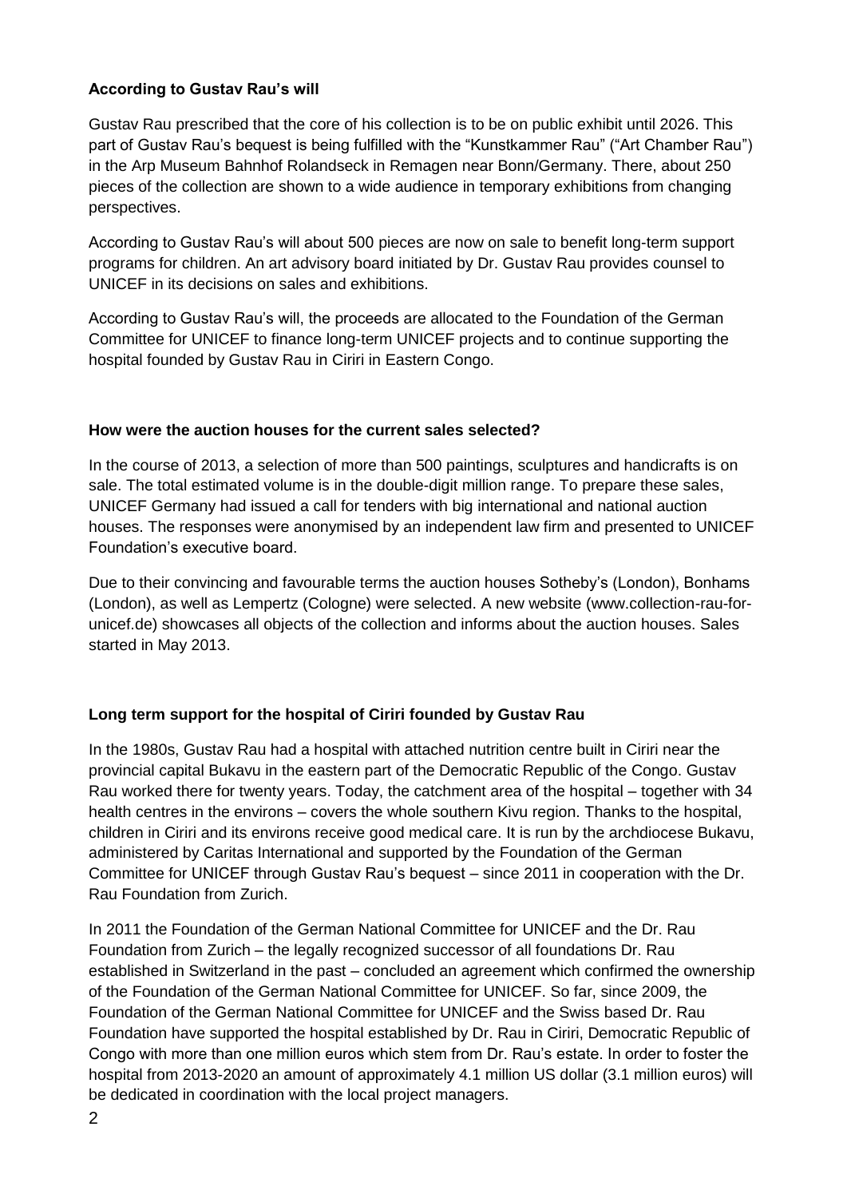**According to Gustav Rau's will**

Gustav Rau prescribed that the core of his collection is to be on public exhibit until 2026. This part of Gustav Rau's bequest is being fulfilled with the "Kunstkammer Rau" ("Art Chamber Rau") in the Arp Museum Bahnhof Rolandseck in Remagen near Bonn/Germany. There, about 250 pieces of the collection are shown to a wide audience in temporary exhibitions from changing perspectives.

According to Gustav Rau's will about 500 pieces are now on sale to benefit long-term support programs for children. An art advisory board initiated by Dr. Gustav Rau provides counsel to UNICEF in its decisions on sales and exhibitions.

According to Gustav Rau's will, the proceeds are allocated to the Foundation of the German Committee for UNICEF to finance long-term UNICEF projects and to continue supporting the hospital founded by Gustav Rau in Ciriri in Eastern Congo.

**How were the auction houses for the current sales selected?**

In the course of 2013, a selection of more than 500 paintings, sculptures and handicrafts is on sale. The total estimated volume is in the double-digit million range. To prepare these sales, UNICEF Germany had issued a call for tenders with big international and national auction houses. The responses were anonymised by an independent law firm and presented to UNICEF Foundation's executive board.

Due to their convincing and favourable terms the auction houses Sotheby's (London), Bonhams (London), as well as Lempertz (Cologne) were selected. A new website (www.collection-rau-for-unicef.de) showcases all objects of the collection and informs about the auction houses. Sales started in May 2013.

**Long term support for the hospital of Ciriri founded by Gustav Rau**

In the 1980s, Gustav Rau had a hospital with attached nutrition centre built in Ciriri near the provincial capital Bukavu in the eastern part of the Democratic Republic of the Congo. Gustav Rau worked there for twenty years. Today, the catchment area of the hospital – together with 34 health centres in the environs – covers the whole southern Kivu region. Thanks to the hospital, children in Ciriri and its environs receive good medical care. It is run by the archdiocese Bukavu, administered by Caritas International and supported by the Foundation of the German Committee for UNICEF through Gustav Rau's bequest – since 2011 in cooperation with the Dr. Rau Foundation from Zurich.

In 2011 the Foundation of the German National Committee for UNICEF and the Dr. Rau Foundation from Zurich – the legally recognized successor of all foundations Dr. Rau established in Switzerland in the past – concluded an agreement which confirmed the ownership of the Foundation of the German National Committee for UNICEF. So far, since 2009, the Foundation of the German National Committee for UNICEF and the Swiss based Dr. Rau Foundation have supported the hospital established by Dr. Rau in Ciriri, Democratic Republic of Congo with more than one million euros which stem from Dr. Rau's estate. In order to foster the hospital from 2013-2020 an amount of approximately 4.1 million US dollar (3.1 million euros) will be dedicated in coordination with the local project managers.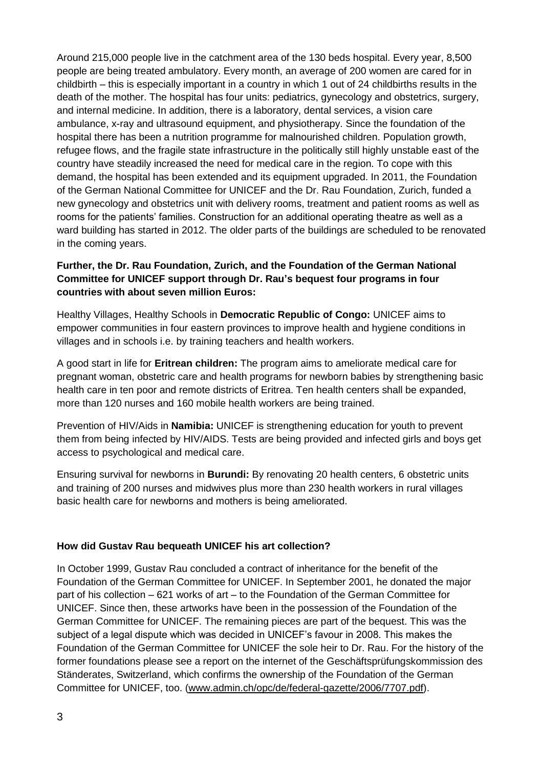Around 215,000 people live in the catchment area of the 130 beds hospital. Every year, 8,500 people are being treated ambulatory. Every month, an average of 200 women are cared for in childbirth – this is especially important in a country in which 1 out of 24 childbirths results in the death of the mother. The hospital has four units: pediatrics, gynecology and obstetrics, surgery, and internal medicine. In addition, there is a laboratory, dental services, a vision care ambulance, x-ray and ultrasound equipment, and physiotherapy. Since the foundation of the hospital there has been a nutrition programme for malnourished children. Population growth, refugee flows, and the fragile state infrastructure in the politically still highly unstable east of the country have steadily increased the need for medical care in the region. To cope with this demand, the hospital has been extended and its equipment upgraded. In 2011, the Foundation of the German National Committee for UNICEF and the Dr. Rau Foundation, Zurich, funded a new gynecology and obstetrics unit with delivery rooms, treatment and patient rooms as well as rooms for the patients' families. Construction for an additional operating theatre as well as a ward building has started in 2012. The older parts of the buildings are scheduled to be renovated in the coming years.

**Further, the Dr. Rau Foundation, Zurich, and the Foundation of the German National Committee for UNICEF support through Dr. Rau's bequest four programs in four countries with about seven million Euros:**

Healthy Villages, Healthy Schools in **Democratic Republic of Congo:** UNICEF aims to empower communities in four eastern provinces to improve health and hygiene conditions in villages and in schools i.e. by training teachers and health workers.

A good start in life for **Eritrean children:** The program aims to ameliorate medical care for pregnant woman, obstetric care and health programs for newborn babies by strengthening basic health care in ten poor and remote districts of Eritrea. Ten health centers shall be expanded, more than 120 nurses and 160 mobile health workers are being trained.

Prevention of HIV/Aids in **Namibia:** UNICEF is strengthening education for youth to prevent them from being infected by HIV/AIDS. Tests are being provided and infected girls and boys get access to psychological and medical care.

Ensuring survival for newborns in **Burundi:** By renovating 20 health centers, 6 obstetric units and training of 200 nurses and midwives plus more than 230 health workers in rural villages basic health care for newborns and mothers is being ameliorated.

**How did Gustav Rau bequeath UNICEF his art collection?**

In October 1999, Gustav Rau concluded a contract of inheritance for the benefit of the Foundation of the German Committee for UNICEF. In September 2001, he donated the major part of his collection – 621 works of art – to the Foundation of the German Committee for UNICEF. Since then, these artworks have been in the possession of the Foundation of the German Committee for UNICEF. The remaining pieces are part of the bequest. This was the subject of a legal dispute which was decided in UNICEF's favour in 2008. This makes the Foundation of the German Committee for UNICEF the sole heir to Dr. Rau. For the history of the former foundations please see a report on the internet of the Geschäftsprüfungskommission des Ständerates, Switzerland, which confirms the ownership of the Foundation of the German Committee for UNICEF, too. (www.admin.ch/opc/de/federal-gazette/2006/7707.pdf).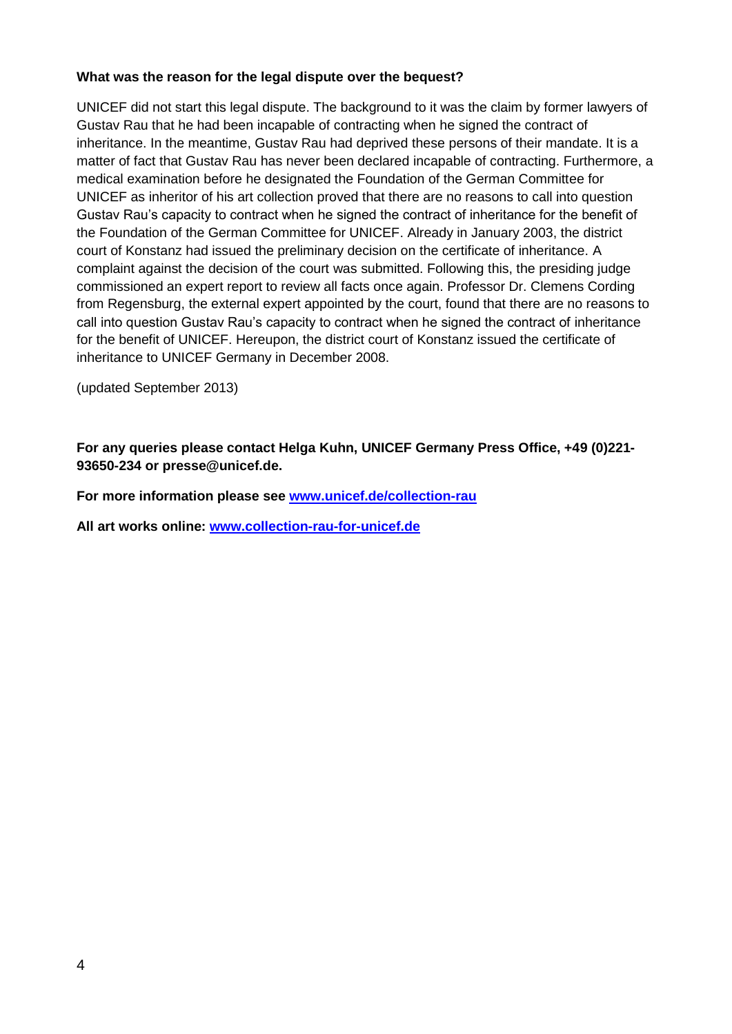**What was the reason for the legal dispute over the bequest?**

UNICEF did not start this legal dispute. The background to it was the claim by former lawyers of Gustav Rau that he had been incapable of contracting when he signed the contract of inheritance. In the meantime, Gustav Rau had deprived these persons of their mandate. It is a matter of fact that Gustav Rau has never been declared incapable of contracting. Furthermore, a medical examination before he designated the Foundation of the German Committee for UNICEF as inheritor of his art collection proved that there are no reasons to call into question Gustav Rau's capacity to contract when he signed the contract of inheritance for the benefit of the Foundation of the German Committee for UNICEF. Already in January 2003, the district court of Konstanz had issued the preliminary decision on the certificate of inheritance. A complaint against the decision of the court was submitted. Following this, the presiding judge commissioned an expert report to review all facts once again. Professor Dr. Clemens Cording from Regensburg, the external expert appointed by the court, found that there are no reasons to call into question Gustav Rau's capacity to contract when he signed the contract of inheritance for the benefit of UNICEF. Hereupon, the district court of Konstanz issued the certificate of inheritance to UNICEF Germany in December 2008.

(updated September 2013)

**For any queries please contact Helga Kuhn, UNICEF Germany Press Office, +49 (0)221-93650-234 or presse@unicef.de.**

**For more information please see [www.unicef.de/collection-rau](www.unicef.de/collection-rau)**

**All art works online: [www.collection-rau-for-unicef.de](www.collection-rau-for-unicef.de)**